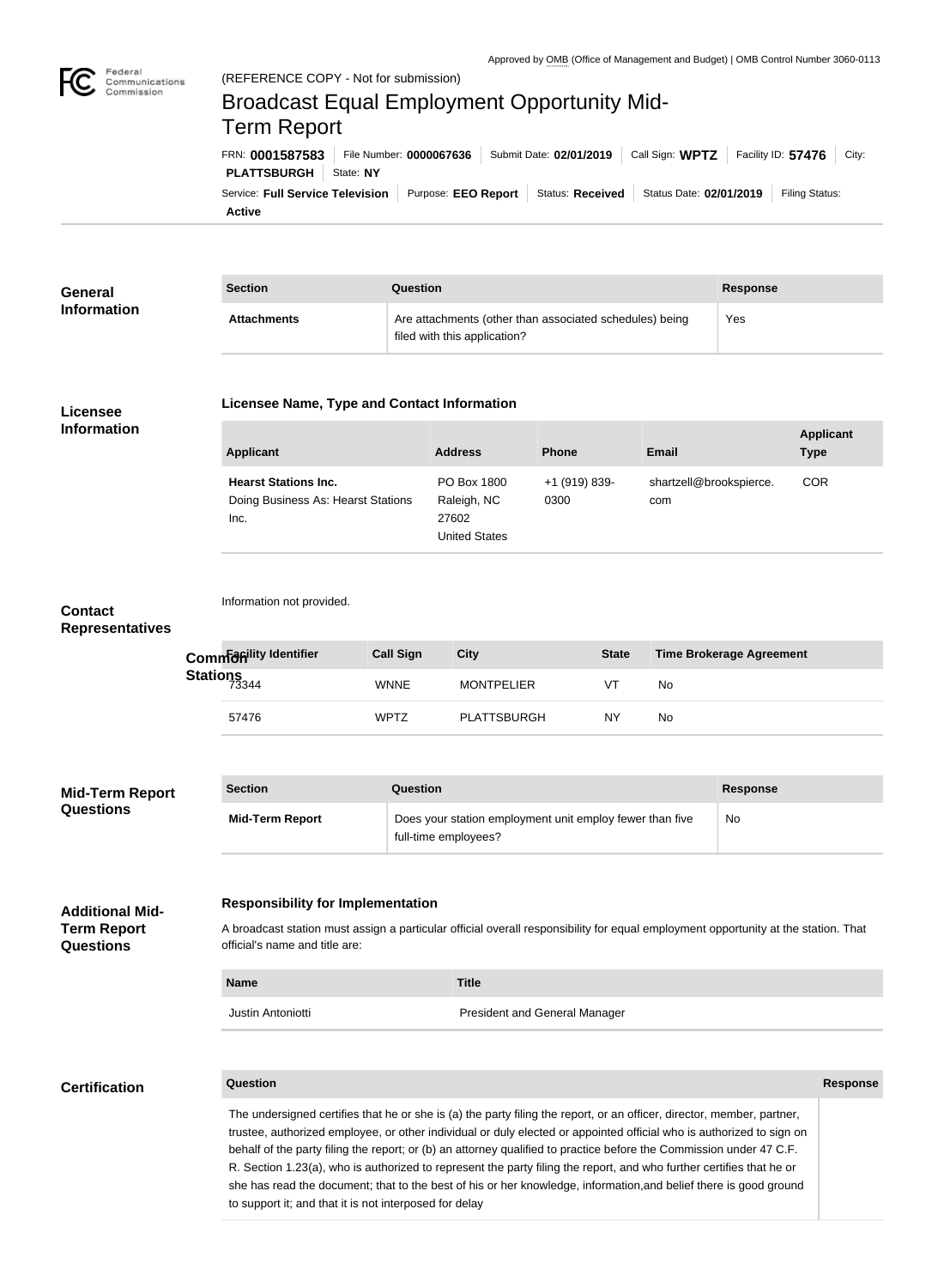Approved by OMB (Office of Management and Budget) | OMB Control Number 3060-0113

Federal Communications Commission

(REFERENCE COPY - Not for submission)

# Broadcast Equal Employment Opportunity Mid-Term Report

FRN: **0001587583** | File Number: **0000067636** | Submit Date: **02/01/2019** | Call Sign: **WPTZ** | Facility ID: **57476** | City: **PLATTSBURGH** | State: **NY**

Service: **Full Service Television** | Purpose: **EEO Report** | Status: **Received** | Status Date: **02/01/2019** | Filing Status: **Active**

## General Information

| Section | Question | Response |
| --- | --- | --- |
| **Attachments** | Are attachments (other than associated schedules) being filed with this application? | Yes |

## Licensee Information

### Licensee Name, Type and Contact Information

| Applicant | Address | Phone | Email | Applicant Type |
| --- | --- | --- | --- | --- |
| **Hearst Stations Inc.** Doing Business As: Hearst Stations Inc. | PO Box 1800 Raleigh, NC 27602 United States | +1 (919) 839-0300 | shartzell@brookspierce.com | COR |

## Contact Representatives

Information not provided.

## Common Stations

| Facility Identifier | Call Sign | City | State | Time Brokerage Agreement |
| --- | --- | --- | --- | --- |
| 73344 | WNNE | MONTPELIER | VT | No |
| 57476 | WPTZ | PLATTSBURGH | NY | No |

## Mid-Term Report Questions

| Section | Question | Response |
| --- | --- | --- |
| **Mid-Term Report** | Does your station employment unit employ fewer than five full-time employees? | No |

## Additional Mid-Term Report Questions

### Responsibility for Implementation

A broadcast station must assign a particular official overall responsibility for equal employment opportunity at the station. That official's name and title are:

| Name | Title |
| --- | --- |
| Justin Antoniotti | President and General Manager |

## Certification

| Question | Response |
| --- | --- |
| The undersigned certifies that he or she is (a) the party filing the report, or an officer, director, member, partner, trustee, authorized employee, or other individual or duly elected or appointed official who is authorized to sign on behalf of the party filing the report; or (b) an attorney qualified to practice before the Commission under 47 C.F.R. Section 1.23(a), who is authorized to represent the party filing the report, and who further certifies that he or she has read the document; that to the best of his or her knowledge, information,and belief there is good ground to support it; and that it is not interposed for delay | |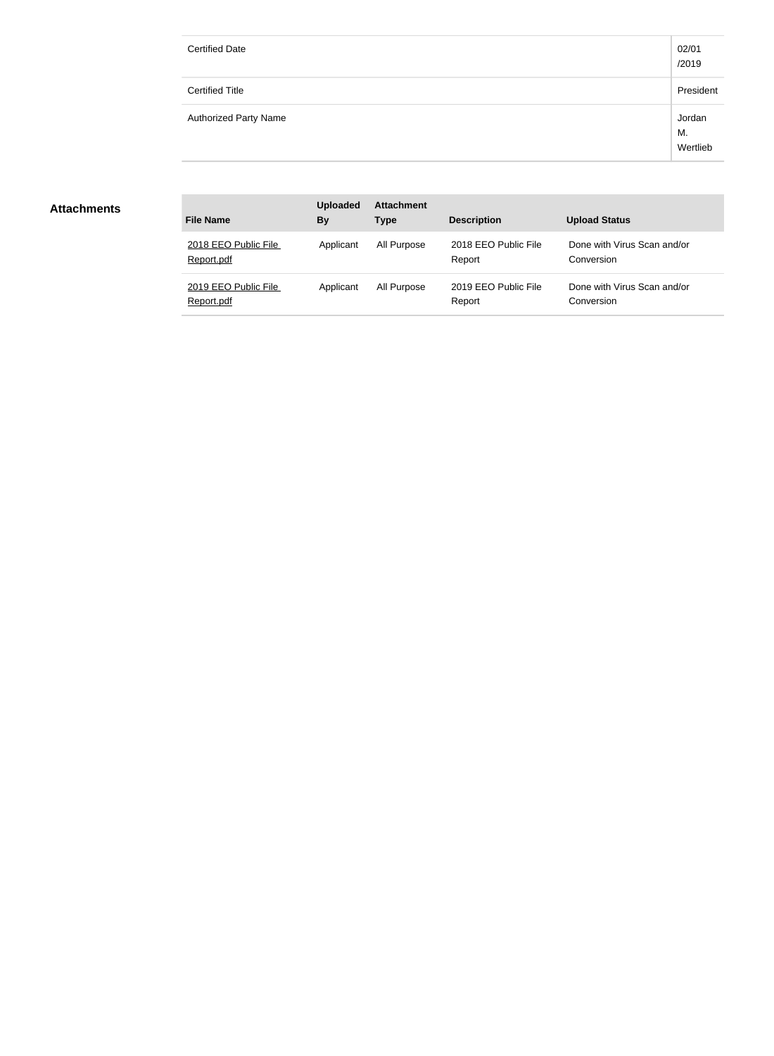| | |
|---|---|
| Certified Date | 02/01/2019 |
| Certified Title | President |
| Authorized Party Name | Jordan M. Wertlieb |

## Attachments

| File Name | Uploaded By | Attachment Type | Description | Upload Status |
|---|---|---|---|---|
| 2018 EEO Public File Report.pdf | Applicant | All Purpose | 2018 EEO Public File Report | Done with Virus Scan and/or Conversion |
| 2019 EEO Public File Report.pdf | Applicant | All Purpose | 2019 EEO Public File Report | Done with Virus Scan and/or Conversion |